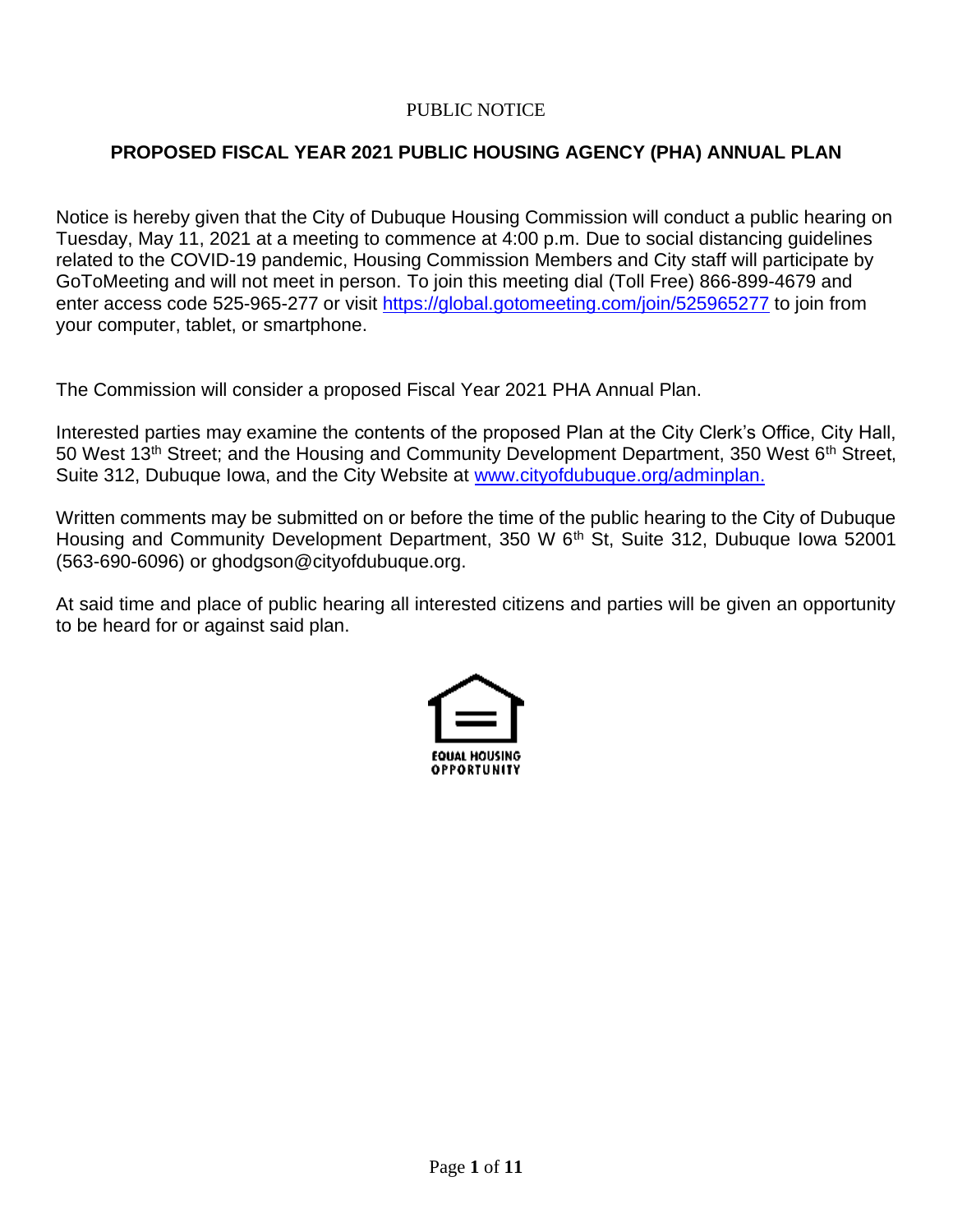PUBLIC NOTICE

## PROPOSED FISCAL YEAR 2021 PUBLIC HOUSING AGENCY (PHA) ANNUAL PLAN

Notice is hereby given that the City of Dubuque Housing Commission will conduct a public hearing on Tuesday, May 11, 2021 at a meeting to commence at 4:00 p.m. Due to social distancing guidelines related to the COVID-19 pandemic, Housing Commission Members and City staff will participate by GoToMeeting and will not meet in person. To join this meeting dial (Toll Free) 866-899-4679 and enter access code 525-965-277 or visit https://global.gotomeeting.com/join/525965277 to join from your computer, tablet, or smartphone.

The Commission will consider a proposed Fiscal Year 2021 PHA Annual Plan.

Interested parties may examine the contents of the proposed Plan at the City Clerk's Office, City Hall, 50 West 13th Street; and the Housing and Community Development Department, 350 West 6th Street, Suite 312, Dubuque Iowa, and the City Website at www.cityofdubuque.org/adminplan.

Written comments may be submitted on or before the time of the public hearing to the City of Dubuque Housing and Community Development Department, 350 W 6th St, Suite 312, Dubuque Iowa 52001 (563-690-6096) or ghodgson@cityofdubuque.org.

At said time and place of public hearing all interested citizens and parties will be given an opportunity to be heard for or against said plan.

EQUAL HOUSING OPPORTUNITY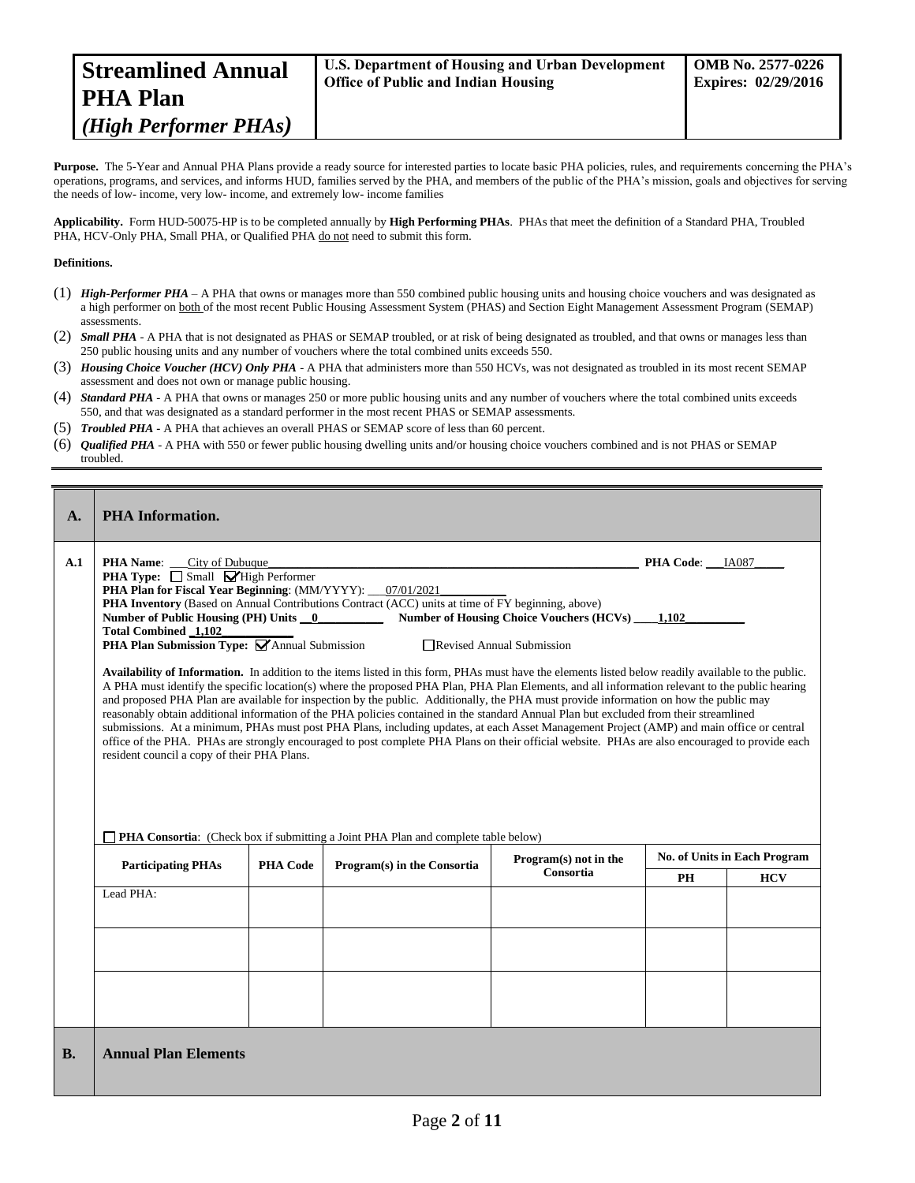| **Streamlined Annual PHA Plan** *(High Performer PHAs)* | **U.S. Department of Housing and Urban Development** **Office of Public and Indian Housing** | **OMB No. 2577-0226** **Expires: 02/29/2016** |
|---|---|---|

**Purpose.** The 5-Year and Annual PHA Plans provide a ready source for interested parties to locate basic PHA policies, rules, and requirements concerning the PHA's operations, programs, and services, and informs HUD, families served by the PHA, and members of the public of the PHA's mission, goals and objectives for serving the needs of low- income, very low- income, and extremely low- income families

**Applicability.** Form HUD-50075-HP is to be completed annually by **High Performing PHAs**. PHAs that meet the definition of a Standard PHA, Troubled PHA, HCV-Only PHA, Small PHA, or Qualified PHA do not need to submit this form.

**Definitions.**

(1) ***High-Performer PHA*** – A PHA that owns or manages more than 550 combined public housing units and housing choice vouchers and was designated as a high performer on both of the most recent Public Housing Assessment System (PHAS) and Section Eight Management Assessment Program (SEMAP) assessments.
(2) ***Small PHA*** - A PHA that is not designated as PHAS or SEMAP troubled, or at risk of being designated as troubled, and that owns or manages less than 250 public housing units and any number of vouchers where the total combined units exceeds 550.
(3) ***Housing Choice Voucher (HCV) Only PHA*** - A PHA that administers more than 550 HCVs, was not designated as troubled in its most recent SEMAP assessment and does not own or manage public housing.
(4) ***Standard PHA*** - A PHA that owns or manages 250 or more public housing units and any number of vouchers where the total combined units exceeds 550, and that was designated as a standard performer in the most recent PHAS or SEMAP assessments.
(5) ***Troubled PHA*** - A PHA that achieves an overall PHAS or SEMAP score of less than 60 percent.
(6) ***Qualified PHA*** - A PHA with 550 or fewer public housing dwelling units and/or housing choice vouchers combined and is not PHAS or SEMAP troubled.

## A. PHA Information.

**A.1**

**PHA Name**: City of Dubuque **PHA Code**: IA087

**PHA Type:** ☐ Small ☑ High Performer

**PHA Plan for Fiscal Year Beginning**: (MM/YYYY): 07/01/2021

**PHA Inventory** (Based on Annual Contributions Contract (ACC) units at time of FY beginning, above)

**Number of Public Housing (PH) Units** 0 **Number of Housing Choice Vouchers (HCVs)** 1,102

**Total Combined** 1,102

**PHA Plan Submission Type:** ☑ Annual Submission ☐ Revised Annual Submission

**Availability of Information.** In addition to the items listed in this form, PHAs must have the elements listed below readily available to the public. A PHA must identify the specific location(s) where the proposed PHA Plan, PHA Plan Elements, and all information relevant to the public hearing and proposed PHA Plan are available for inspection by the public. Additionally, the PHA must provide information on how the public may reasonably obtain additional information of the PHA policies contained in the standard Annual Plan but excluded from their streamlined submissions. At a minimum, PHAs must post PHA Plans, including updates, at each Asset Management Project (AMP) and main office or central office of the PHA. PHAs are strongly encouraged to post complete PHA Plans on their official website. PHAs are also encouraged to provide each resident council a copy of their PHA Plans.

☐ **PHA Consortia**: (Check box if submitting a Joint PHA Plan and complete table below)

| Participating PHAs | PHA Code | Program(s) in the Consortia | Program(s) not in the Consortia | No. of Units in Each Program | |
|---|---|---|---|---|---|
| | | | | PH | HCV |
| Lead PHA: | | | | | |
| | | | | | |
| | | | | | |

## B. Annual Plan Elements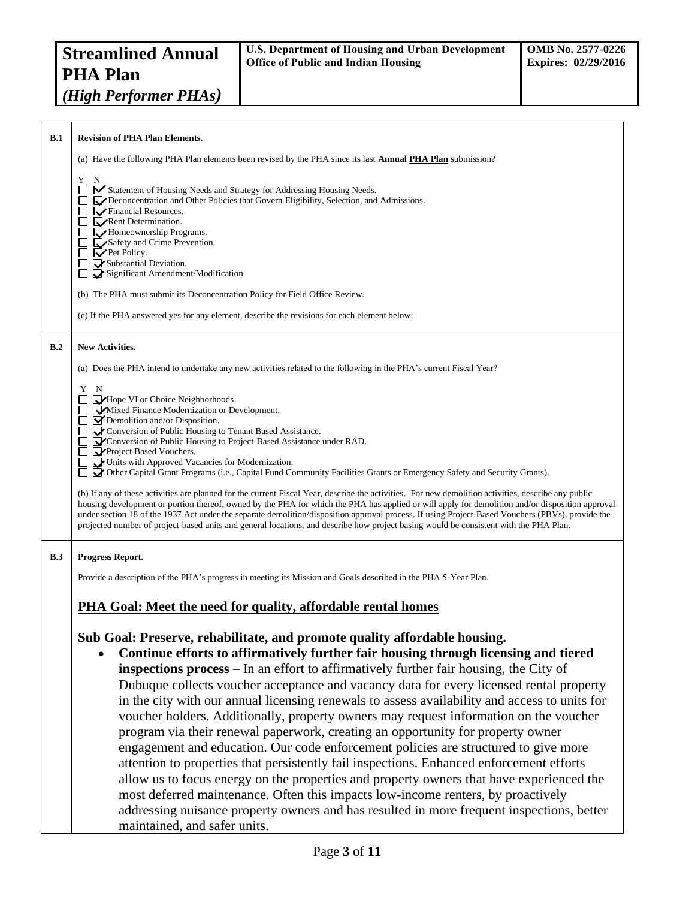| Streamlined Annual PHA Plan *(High Performer PHAs)* | U.S. Department of Housing and Urban Development Office of Public and Indian Housing | OMB No. 2577-0226 Expires: 02/29/2016 |
|---|---|---|

**B.1 Revision of PHA Plan Elements.**

(a) Have the following PHA Plan elements been revised by the PHA since its last **Annual PHA Plan** submission?

| Y | N | |
|---|---|---|
| ☐ | ☑ | Statement of Housing Needs and Strategy for Addressing Housing Needs. |
| ☐ | ☑ | Deconcentration and Other Policies that Govern Eligibility, Selection, and Admissions. |
| ☐ | ☑ | Financial Resources. |
| ☐ | ☑ | Rent Determination. |
| ☐ | ☑ | Homeownership Programs. |
| ☐ | ☑ | Safety and Crime Prevention. |
| ☐ | ☑ | Pet Policy. |
| ☐ | ☑ | Substantial Deviation. |
| ☐ | ☑ | Significant Amendment/Modification |

(b) The PHA must submit its Deconcentration Policy for Field Office Review.

(c) If the PHA answered yes for any element, describe the revisions for each element below:

**B.2 New Activities.**

(a) Does the PHA intend to undertake any new activities related to the following in the PHA's current Fiscal Year?

| Y | N | |
|---|---|---|
| ☐ | ☑ | Hope VI or Choice Neighborhoods. |
| ☐ | ☑ | Mixed Finance Modernization or Development. |
| ☐ | ☑ | Demolition and/or Disposition. |
| ☐ | ☑ | Conversion of Public Housing to Tenant Based Assistance. |
| ☐ | ☑ | Conversion of Public Housing to Project-Based Assistance under RAD. |
| ☐ | ☑ | Project Based Vouchers. |
| ☐ | ☑ | Units with Approved Vacancies for Modernization. |
| ☐ | ☑ | Other Capital Grant Programs (i.e., Capital Fund Community Facilities Grants or Emergency Safety and Security Grants). |

(b) If any of these activities are planned for the current Fiscal Year, describe the activities. For new demolition activities, describe any public housing development or portion thereof, owned by the PHA for which the PHA has applied or will apply for demolition and/or disposition approval under section 18 of the 1937 Act under the separate demolition/disposition approval process. If using Project-Based Vouchers (PBVs), provide the projected number of project-based units and general locations, and describe how project basing would be consistent with the PHA Plan.

**B.3 Progress Report.**

Provide a description of the PHA's progress in meeting its Mission and Goals described in the PHA 5-Year Plan.

## PHA Goal: Meet the need for quality, affordable rental homes

### Sub Goal: Preserve, rehabilitate, and promote quality affordable housing.

- **Continue efforts to affirmatively further fair housing through licensing and tiered inspections process** – In an effort to affirmatively further fair housing, the City of Dubuque collects voucher acceptance and vacancy data for every licensed rental property in the city with our annual licensing renewals to assess availability and access to units for voucher holders. Additionally, property owners may request information on the voucher program via their renewal paperwork, creating an opportunity for property owner engagement and education. Our code enforcement policies are structured to give more attention to properties that persistently fail inspections. Enhanced enforcement efforts allow us to focus energy on the properties and property owners that have experienced the most deferred maintenance. Often this impacts low-income renters, by proactively addressing nuisance property owners and has resulted in more frequent inspections, better maintained, and safer units.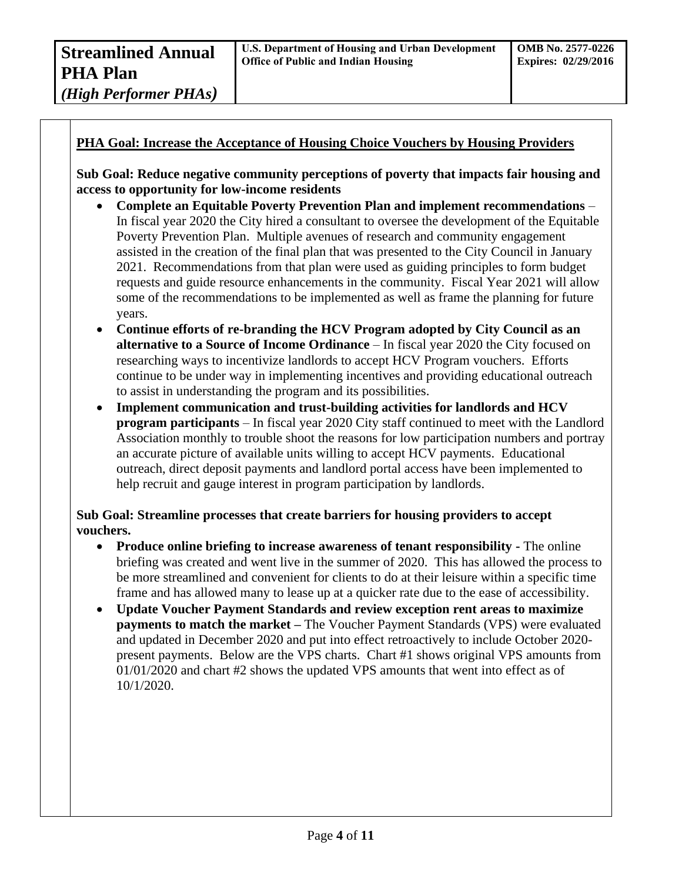**PHA Goal: Increase the Acceptance of Housing Choice Vouchers by Housing Providers**

**Sub Goal: Reduce negative community perceptions of poverty that impacts fair housing and access to opportunity for low-income residents**

- **Complete an Equitable Poverty Prevention Plan and implement recommendations** – In fiscal year 2020 the City hired a consultant to oversee the development of the Equitable Poverty Prevention Plan. Multiple avenues of research and community engagement assisted in the creation of the final plan that was presented to the City Council in January 2021. Recommendations from that plan were used as guiding principles to form budget requests and guide resource enhancements in the community. Fiscal Year 2021 will allow some of the recommendations to be implemented as well as frame the planning for future years.
- **Continue efforts of re-branding the HCV Program adopted by City Council as an alternative to a Source of Income Ordinance** – In fiscal year 2020 the City focused on researching ways to incentivize landlords to accept HCV Program vouchers. Efforts continue to be under way in implementing incentives and providing educational outreach to assist in understanding the program and its possibilities.
- **Implement communication and trust-building activities for landlords and HCV program participants** – In fiscal year 2020 City staff continued to meet with the Landlord Association monthly to trouble shoot the reasons for low participation numbers and portray an accurate picture of available units willing to accept HCV payments. Educational outreach, direct deposit payments and landlord portal access have been implemented to help recruit and gauge interest in program participation by landlords.

**Sub Goal: Streamline processes that create barriers for housing providers to accept vouchers.**

- **Produce online briefing to increase awareness of tenant responsibility -** The online briefing was created and went live in the summer of 2020. This has allowed the process to be more streamlined and convenient for clients to do at their leisure within a specific time frame and has allowed many to lease up at a quicker rate due to the ease of accessibility.
- **Update Voucher Payment Standards and review exception rent areas to maximize payments to match the market –** The Voucher Payment Standards (VPS) were evaluated and updated in December 2020 and put into effect retroactively to include October 2020-present payments. Below are the VPS charts. Chart #1 shows original VPS amounts from 01/01/2020 and chart #2 shows the updated VPS amounts that went into effect as of 10/1/2020.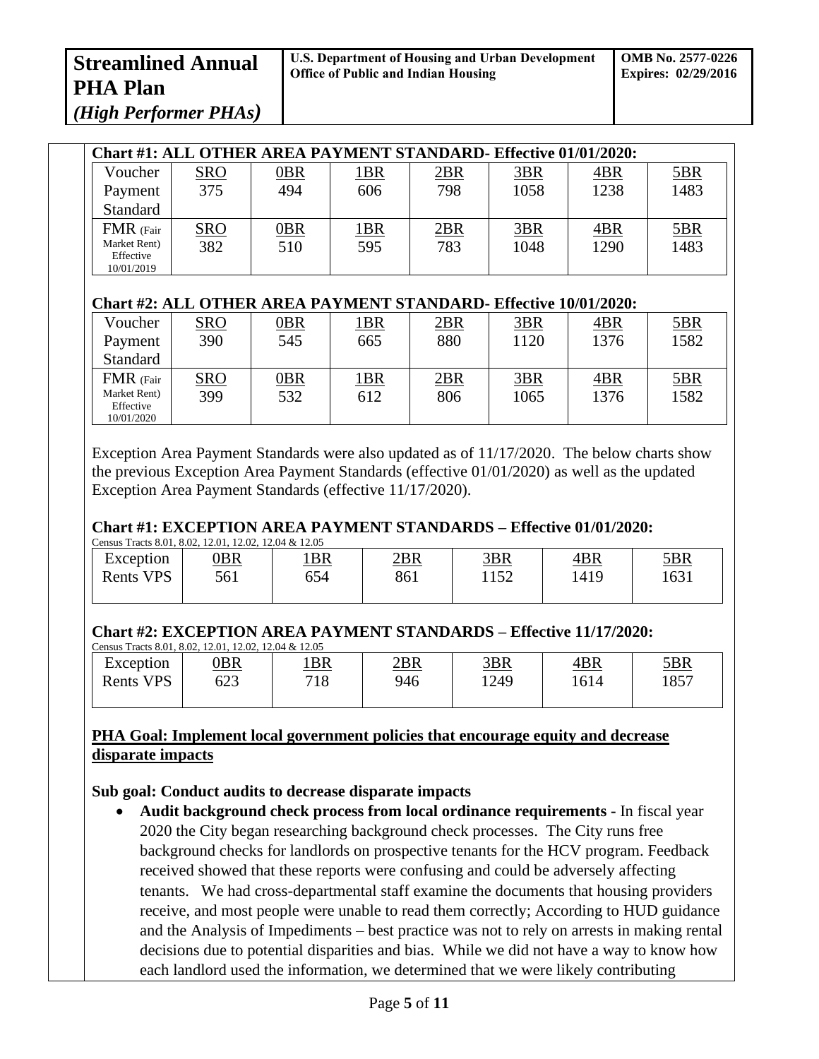**Chart #1: ALL OTHER AREA PAYMENT STANDARD- Effective 01/01/2020:**

| Voucher Payment Standard | SRO<br>375 | 0BR<br>494 | 1BR<br>606 | 2BR<br>798 | 3BR<br>1058 | 4BR<br>1238 | 5BR<br>1483 |
|---|---|---|---|---|---|---|---|
| FMR (Fair Market Rent) Effective 10/01/2019 | SRO<br>382 | 0BR<br>510 | 1BR<br>595 | 2BR<br>783 | 3BR<br>1048 | 4BR<br>1290 | 5BR<br>1483 |

**Chart #2: ALL OTHER AREA PAYMENT STANDARD- Effective 10/01/2020:**

| Voucher Payment Standard | SRO<br>390 | 0BR<br>545 | 1BR<br>665 | 2BR<br>880 | 3BR<br>1120 | 4BR<br>1376 | 5BR<br>1582 |
|---|---|---|---|---|---|---|---|
| FMR (Fair Market Rent) Effective 10/01/2020 | SRO<br>399 | 0BR<br>532 | 1BR<br>612 | 2BR<br>806 | 3BR<br>1065 | 4BR<br>1376 | 5BR<br>1582 |

Exception Area Payment Standards were also updated as of 11/17/2020. The below charts show the previous Exception Area Payment Standards (effective 01/01/2020) as well as the updated Exception Area Payment Standards (effective 11/17/2020).

**Chart #1: EXCEPTION AREA PAYMENT STANDARDS – Effective 01/01/2020:**

Census Tracts 8.01, 8.02, 12.01, 12.02, 12.04 & 12.05

| Exception Rents VPS | 0BR<br>561 | 1BR<br>654 | 2BR<br>861 | 3BR<br>1152 | 4BR<br>1419 | 5BR<br>1631 |
|---|---|---|---|---|---|---|

**Chart #2: EXCEPTION AREA PAYMENT STANDARDS – Effective 11/17/2020:**

Census Tracts 8.01, 8.02, 12.01, 12.02, 12.04 & 12.05

| Exception Rents VPS | 0BR<br>623 | 1BR<br>718 | 2BR<br>946 | 3BR<br>1249 | 4BR<br>1614 | 5BR<br>1857 |
|---|---|---|---|---|---|---|

**PHA Goal: Implement local government policies that encourage equity and decrease disparate impacts**

**Sub goal: Conduct audits to decrease disparate impacts**

- **Audit background check process from local ordinance requirements -** In fiscal year 2020 the City began researching background check processes. The City runs free background checks for landlords on prospective tenants for the HCV program. Feedback received showed that these reports were confusing and could be adversely affecting tenants. We had cross-departmental staff examine the documents that housing providers receive, and most people were unable to read them correctly; According to HUD guidance and the Analysis of Impediments – best practice was not to rely on arrests in making rental decisions due to potential disparities and bias. While we did not have a way to know how each landlord used the information, we determined that we were likely contributing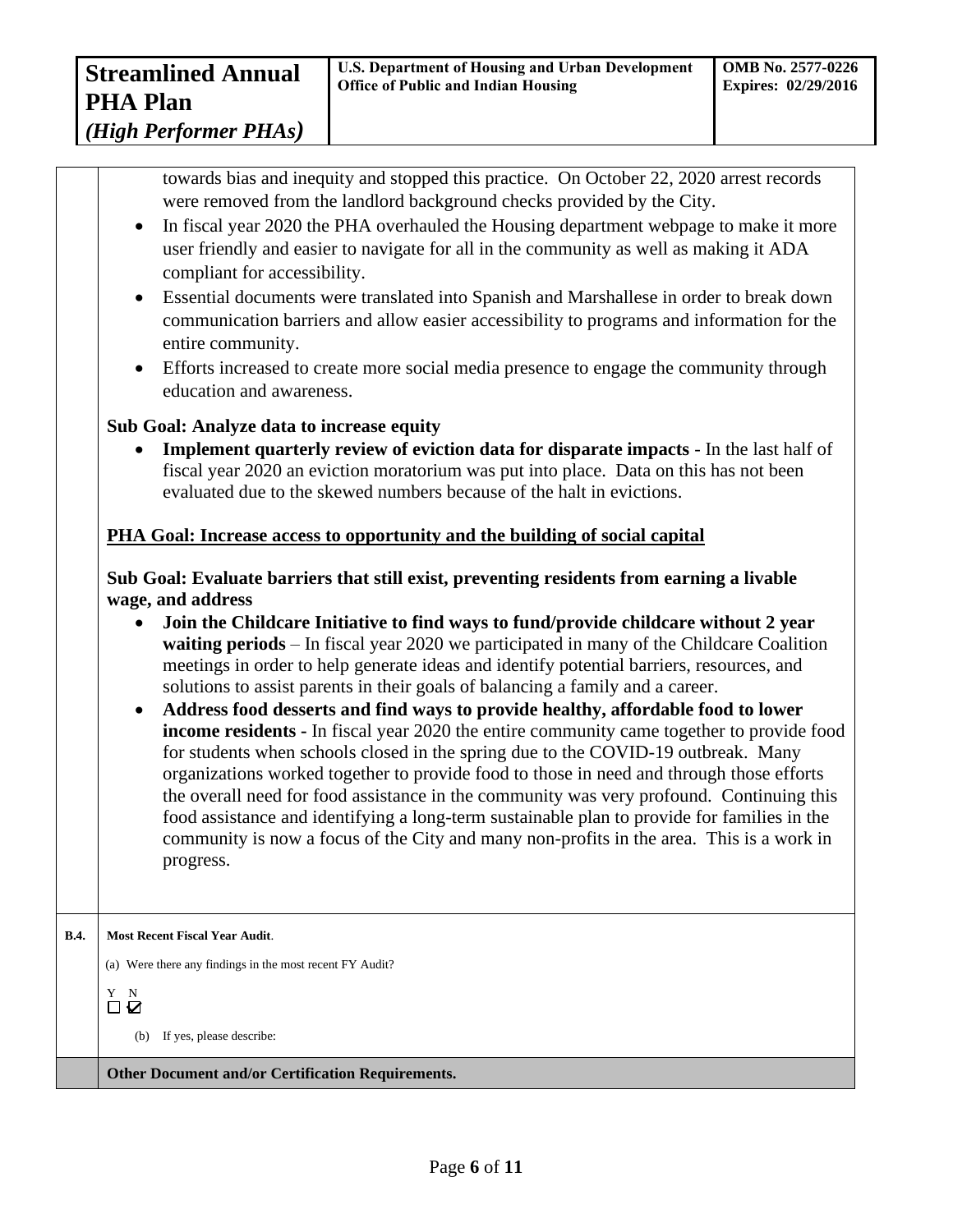towards bias and inequity and stopped this practice. On October 22, 2020 arrest records were removed from the landlord background checks provided by the City.

- In fiscal year 2020 the PHA overhauled the Housing department webpage to make it more user friendly and easier to navigate for all in the community as well as making it ADA compliant for accessibility.
- Essential documents were translated into Spanish and Marshallese in order to break down communication barriers and allow easier accessibility to programs and information for the entire community.
- Efforts increased to create more social media presence to engage the community through education and awareness.

**Sub Goal: Analyze data to increase equity**

- **Implement quarterly review of eviction data for disparate impacts** - In the last half of fiscal year 2020 an eviction moratorium was put into place. Data on this has not been evaluated due to the skewed numbers because of the halt in evictions.

**<u>PHA Goal: Increase access to opportunity and the building of social capital</u>**

**Sub Goal: Evaluate barriers that still exist, preventing residents from earning a livable wage, and address**

- **Join the Childcare Initiative to find ways to fund/provide childcare without 2 year waiting periods** – In fiscal year 2020 we participated in many of the Childcare Coalition meetings in order to help generate ideas and identify potential barriers, resources, and solutions to assist parents in their goals of balancing a family and a career.
- **Address food desserts and find ways to provide healthy, affordable food to lower income residents -** In fiscal year 2020 the entire community came together to provide food for students when schools closed in the spring due to the COVID-19 outbreak. Many organizations worked together to provide food to those in need and through those efforts the overall need for food assistance in the community was very profound. Continuing this food assistance and identifying a long-term sustainable plan to provide for families in the community is now a focus of the City and many non-profits in the area. This is a work in progress.

**B.4.** **Most Recent Fiscal Year Audit**.

(a) Were there any findings in the most recent FY Audit?

Y N
☐ ☑

(b) If yes, please describe:

**Other Document and/or Certification Requirements.**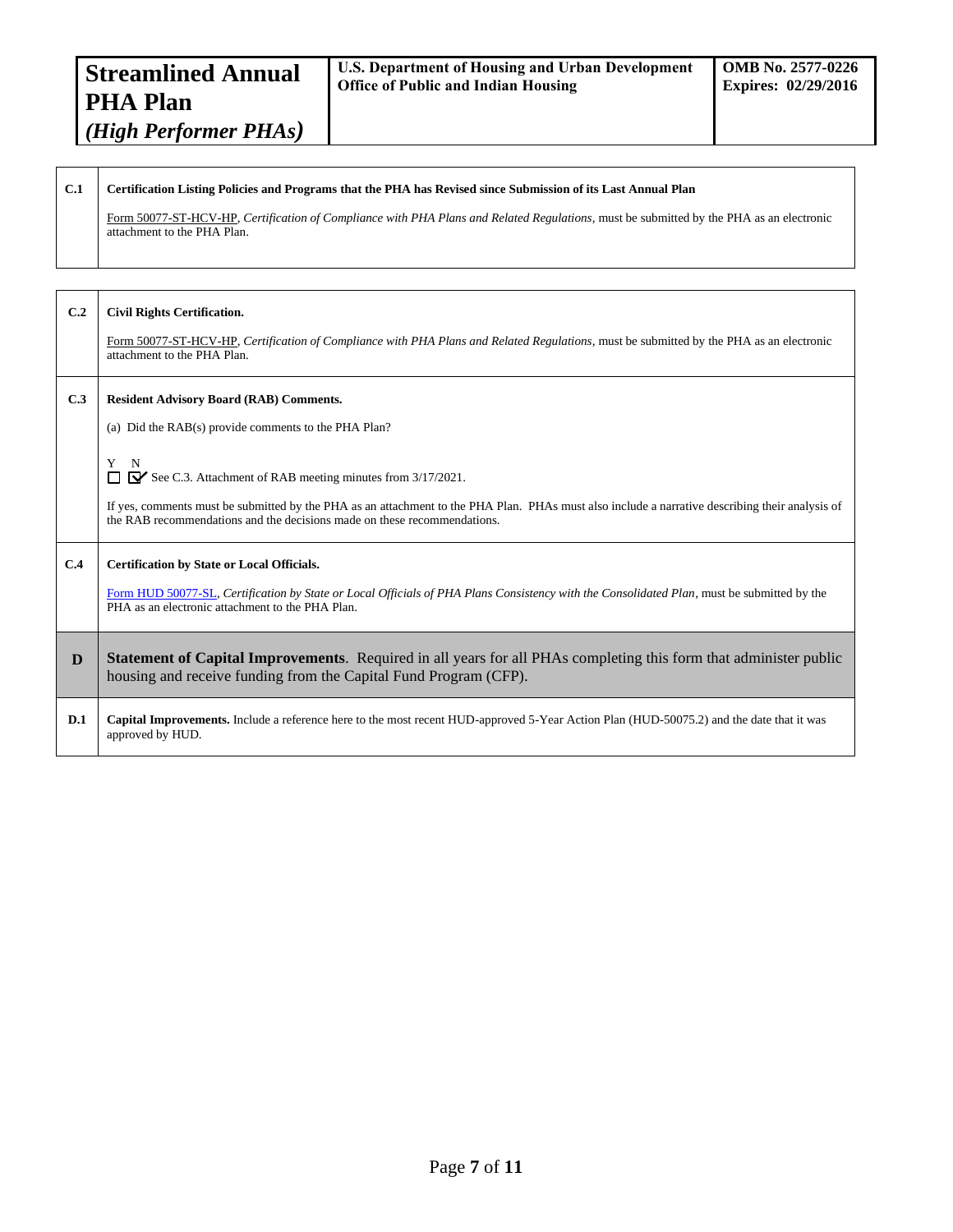| Streamlined Annual PHA Plan *(High Performer PHAs)* | U.S. Department of Housing and Urban Development Office of Public and Indian Housing | OMB No. 2577-0226 Expires: 02/29/2016 |
|---|---|---|

| | |
|---|---|
| **C.1** | **Certification Listing Policies and Programs that the PHA has Revised since Submission of its Last Annual Plan**<br><br>Form 50077-ST-HCV-HP, *Certification of Compliance with PHA Plans and Related Regulations*, must be submitted by the PHA as an electronic attachment to the PHA Plan. |

| | |
|---|---|
| **C.2** | **Civil Rights Certification.**<br><br>Form 50077-ST-HCV-HP, *Certification of Compliance with PHA Plans and Related Regulations*, must be submitted by the PHA as an electronic attachment to the PHA Plan. |
| **C.3** | **Resident Advisory Board (RAB) Comments.**<br><br>(a) Did the RAB(s) provide comments to the PHA Plan?<br><br>Y N<br>☐ ☑ See C.3. Attachment of RAB meeting minutes from 3/17/2021.<br><br>If yes, comments must be submitted by the PHA as an attachment to the PHA Plan. PHAs must also include a narrative describing their analysis of the RAB recommendations and the decisions made on these recommendations. |
| **C.4** | **Certification by State or Local Officials.**<br><br>Form HUD 50077-SL, *Certification by State or Local Officials of PHA Plans Consistency with the Consolidated Plan*, must be submitted by the PHA as an electronic attachment to the PHA Plan. |
| **D** | **Statement of Capital Improvements**. Required in all years for all PHAs completing this form that administer public housing and receive funding from the Capital Fund Program (CFP). |
| **D.1** | **Capital Improvements.** Include a reference here to the most recent HUD-approved 5-Year Action Plan (HUD-50075.2) and the date that it was approved by HUD. |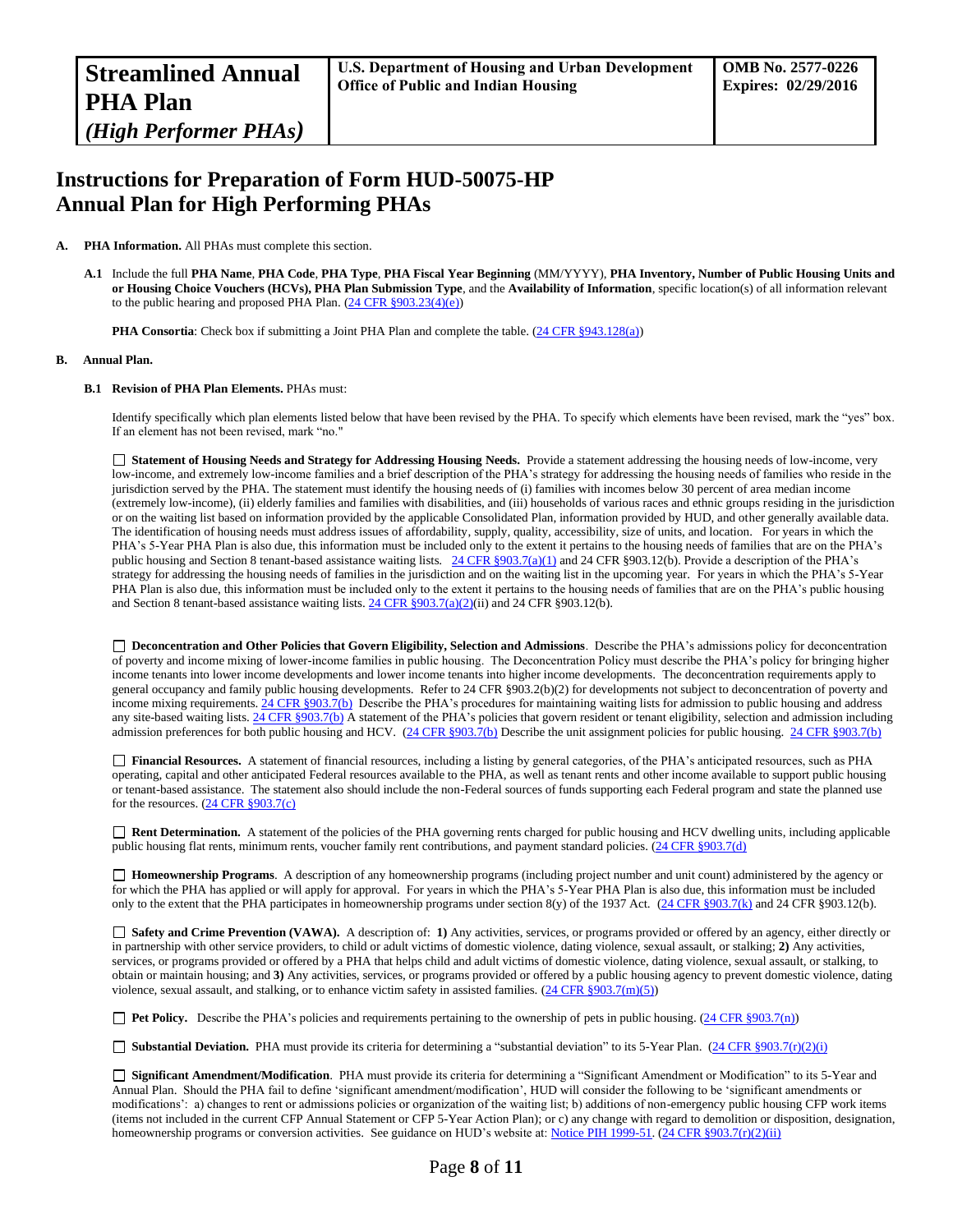| **Streamlined Annual PHA Plan** *(High Performer PHAs)* | **U.S. Department of Housing and Urban Development Office of Public and Indian Housing** | **OMB No. 2577-0226 Expires: 02/29/2016** |
|---|---|---|

# Instructions for Preparation of Form HUD-50075-HP Annual Plan for High Performing PHAs

**A. PHA Information.** All PHAs must complete this section.

**A.1** Include the full **PHA Name**, **PHA Code**, **PHA Type**, **PHA Fiscal Year Beginning** (MM/YYYY), **PHA Inventory, Number of Public Housing Units and or Housing Choice Vouchers (HCVs), PHA Plan Submission Type**, and the **Availability of Information**, specific location(s) of all information relevant to the public hearing and proposed PHA Plan. (24 CFR §903.23(4)(e))

**PHA Consortia**: Check box if submitting a Joint PHA Plan and complete the table. (24 CFR §943.128(a))

**B. Annual Plan.**

**B.1 Revision of PHA Plan Elements.** PHAs must:

Identify specifically which plan elements listed below that have been revised by the PHA. To specify which elements have been revised, mark the "yes" box. If an element has not been revised, mark "no."

☐ **Statement of Housing Needs and Strategy for Addressing Housing Needs.** Provide a statement addressing the housing needs of low-income, very low-income, and extremely low-income families and a brief description of the PHA's strategy for addressing the housing needs of families who reside in the jurisdiction served by the PHA. The statement must identify the housing needs of (i) families with incomes below 30 percent of area median income (extremely low-income), (ii) elderly families and families with disabilities, and (iii) households of various races and ethnic groups residing in the jurisdiction or on the waiting list based on information provided by the applicable Consolidated Plan, information provided by HUD, and other generally available data. The identification of housing needs must address issues of affordability, supply, quality, accessibility, size of units, and location. For years in which the PHA's 5-Year PHA Plan is also due, this information must be included only to the extent it pertains to the housing needs of families that are on the PHA's public housing and Section 8 tenant-based assistance waiting lists. 24 CFR §903.7(a)(1) and 24 CFR §903.12(b). Provide a description of the PHA's strategy for addressing the housing needs of families in the jurisdiction and on the waiting list in the upcoming year. For years in which the PHA's 5-Year PHA Plan is also due, this information must be included only to the extent it pertains to the housing needs of families that are on the PHA's public housing and Section 8 tenant-based assistance waiting lists. 24 CFR §903.7(a)(2)(ii) and 24 CFR §903.12(b).

☐ **Deconcentration and Other Policies that Govern Eligibility, Selection and Admissions**. Describe the PHA's admissions policy for deconcentration of poverty and income mixing of lower-income families in public housing. The Deconcentration Policy must describe the PHA's policy for bringing higher income tenants into lower income developments and lower income tenants into higher income developments. The deconcentration requirements apply to general occupancy and family public housing developments. Refer to 24 CFR §903.2(b)(2) for developments not subject to deconcentration of poverty and income mixing requirements. 24 CFR §903.7(b) Describe the PHA's procedures for maintaining waiting lists for admission to public housing and address any site-based waiting lists. 24 CFR §903.7(b) A statement of the PHA's policies that govern resident or tenant eligibility, selection and admission including admission preferences for both public housing and HCV. (24 CFR §903.7(b) Describe the unit assignment policies for public housing. 24 CFR §903.7(b)

☐ **Financial Resources.** A statement of financial resources, including a listing by general categories, of the PHA's anticipated resources, such as PHA operating, capital and other anticipated Federal resources available to the PHA, as well as tenant rents and other income available to support public housing or tenant-based assistance. The statement also should include the non-Federal sources of funds supporting each Federal program and state the planned use for the resources. (24 CFR §903.7(c)

☐ **Rent Determination.** A statement of the policies of the PHA governing rents charged for public housing and HCV dwelling units, including applicable public housing flat rents, minimum rents, voucher family rent contributions, and payment standard policies. (24 CFR §903.7(d)

☐ **Homeownership Programs**. A description of any homeownership programs (including project number and unit count) administered by the agency or for which the PHA has applied or will apply for approval. For years in which the PHA's 5-Year PHA Plan is also due, this information must be included only to the extent that the PHA participates in homeownership programs under section 8(y) of the 1937 Act. (24 CFR §903.7(k) and 24 CFR §903.12(b).

☐ **Safety and Crime Prevention (VAWA).** A description of: **1)** Any activities, services, or programs provided or offered by an agency, either directly or in partnership with other service providers, to child or adult victims of domestic violence, dating violence, sexual assault, or stalking; **2)** Any activities, services, or programs provided or offered by a PHA that helps child and adult victims of domestic violence, dating violence, sexual assault, or stalking, to obtain or maintain housing; and **3)** Any activities, services, or programs provided or offered by a public housing agency to prevent domestic violence, dating violence, sexual assault, and stalking, or to enhance victim safety in assisted families. (24 CFR §903.7(m)(5))

☐ **Pet Policy.** Describe the PHA's policies and requirements pertaining to the ownership of pets in public housing. (24 CFR §903.7(n))

☐ **Substantial Deviation.** PHA must provide its criteria for determining a "substantial deviation" to its 5-Year Plan. (24 CFR §903.7(r)(2)(i)

☐ **Significant Amendment/Modification**. PHA must provide its criteria for determining a "Significant Amendment or Modification" to its 5-Year and Annual Plan. Should the PHA fail to define 'significant amendment/modification', HUD will consider the following to be 'significant amendments or modifications': a) changes to rent or admissions policies or organization of the waiting list; b) additions of non-emergency public housing CFP work items (items not included in the current CFP Annual Statement or CFP 5-Year Action Plan); or c) any change with regard to demolition or disposition, designation, homeownership programs or conversion activities. See guidance on HUD's website at: Notice PIH 1999-51. (24 CFR §903.7(r)(2)(ii)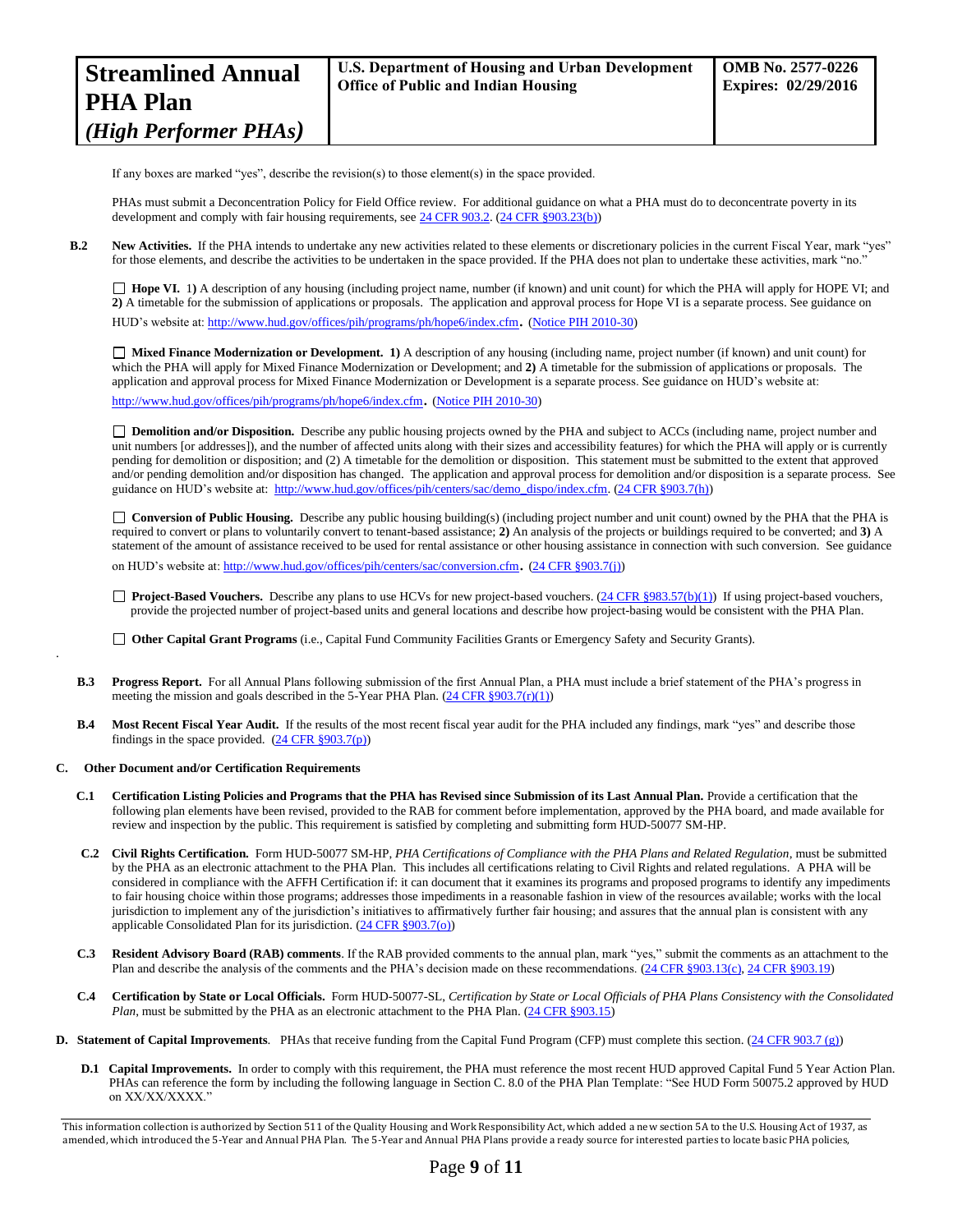If any boxes are marked "yes", describe the revision(s) to those element(s) in the space provided.

PHAs must submit a Deconcentration Policy for Field Office review. For additional guidance on what a PHA must do to deconcentrate poverty in its development and comply with fair housing requirements, see 24 CFR 903.2. (24 CFR §903.23(b))

**B.2 New Activities.** If the PHA intends to undertake any new activities related to these elements or discretionary policies in the current Fiscal Year, mark "yes" for those elements, and describe the activities to be undertaken in the space provided. If the PHA does not plan to undertake these activities, mark "no."

☐ **Hope VI.** 1**)** A description of any housing (including project name, number (if known) and unit count) for which the PHA will apply for HOPE VI; and **2)** A timetable for the submission of applications or proposals. The application and approval process for Hope VI is a separate process. See guidance on HUD's website at: http://www.hud.gov/offices/pih/programs/ph/hope6/index.cfm. (Notice PIH 2010-30)

☐ **Mixed Finance Modernization or Development. 1)** A description of any housing (including name, project number (if known) and unit count) for which the PHA will apply for Mixed Finance Modernization or Development; and **2)** A timetable for the submission of applications or proposals. The application and approval process for Mixed Finance Modernization or Development is a separate process. See guidance on HUD's website at: http://www.hud.gov/offices/pih/programs/ph/hope6/index.cfm. (Notice PIH 2010-30)

☐ **Demolition and/or Disposition.** Describe any public housing projects owned by the PHA and subject to ACCs (including name, project number and unit numbers [or addresses]), and the number of affected units along with their sizes and accessibility features) for which the PHA will apply or is currently pending for demolition or disposition; and (2) A timetable for the demolition or disposition. This statement must be submitted to the extent that approved and/or pending demolition and/or disposition has changed. The application and approval process for demolition and/or disposition is a separate process. See guidance on HUD's website at: http://www.hud.gov/offices/pih/centers/sac/demo_dispo/index.cfm. (24 CFR §903.7(h))

☐ **Conversion of Public Housing.** Describe any public housing building(s) (including project number and unit count) owned by the PHA that the PHA is required to convert or plans to voluntarily convert to tenant-based assistance; **2)** An analysis of the projects or buildings required to be converted; and **3)** A statement of the amount of assistance received to be used for rental assistance or other housing assistance in connection with such conversion. See guidance on HUD's website at: http://www.hud.gov/offices/pih/centers/sac/conversion.cfm. (24 CFR §903.7(j))

☐ **Project-Based Vouchers.** Describe any plans to use HCVs for new project-based vouchers. (24 CFR §983.57(b)(1)) If using project-based vouchers, provide the projected number of project-based units and general locations and describe how project-basing would be consistent with the PHA Plan.

☐ **Other Capital Grant Programs** (i.e., Capital Fund Community Facilities Grants or Emergency Safety and Security Grants).

**B.3 Progress Report.** For all Annual Plans following submission of the first Annual Plan, a PHA must include a brief statement of the PHA's progress in meeting the mission and goals described in the 5-Year PHA Plan. (24 CFR §903.7(r)(1))

**B.4 Most Recent Fiscal Year Audit.** If the results of the most recent fiscal year audit for the PHA included any findings, mark "yes" and describe those findings in the space provided. (24 CFR §903.7(p))

**C. Other Document and/or Certification Requirements**

**C.1 Certification Listing Policies and Programs that the PHA has Revised since Submission of its Last Annual Plan.** Provide a certification that the following plan elements have been revised, provided to the RAB for comment before implementation, approved by the PHA board, and made available for review and inspection by the public. This requirement is satisfied by completing and submitting form HUD-50077 SM-HP.

**C.2 Civil Rights Certification.** Form HUD-50077 SM-HP, *PHA Certifications of Compliance with the PHA Plans and Related Regulation*, must be submitted by the PHA as an electronic attachment to the PHA Plan. This includes all certifications relating to Civil Rights and related regulations. A PHA will be considered in compliance with the AFFH Certification if: it can document that it examines its programs and proposed programs to identify any impediments to fair housing choice within those programs; addresses those impediments in a reasonable fashion in view of the resources available; works with the local jurisdiction to implement any of the jurisdiction's initiatives to affirmatively further fair housing; and assures that the annual plan is consistent with any applicable Consolidated Plan for its jurisdiction. (24 CFR §903.7(o))

**C.3 Resident Advisory Board (RAB) comments**. If the RAB provided comments to the annual plan, mark "yes," submit the comments as an attachment to the Plan and describe the analysis of the comments and the PHA's decision made on these recommendations. (24 CFR §903.13(c), 24 CFR §903.19)

**C.4 Certification by State or Local Officials.** Form HUD-50077-SL, *Certification by State or Local Officials of PHA Plans Consistency with the Consolidated Plan*, must be submitted by the PHA as an electronic attachment to the PHA Plan. (24 CFR §903.15)

**D. Statement of Capital Improvements**. PHAs that receive funding from the Capital Fund Program (CFP) must complete this section. (24 CFR 903.7 (g))

**D.1 Capital Improvements.** In order to comply with this requirement, the PHA must reference the most recent HUD approved Capital Fund 5 Year Action Plan. PHAs can reference the form by including the following language in Section C. 8.0 of the PHA Plan Template: "See HUD Form 50075.2 approved by HUD on XX/XX/XXXX."

This information collection is authorized by Section 511 of the Quality Housing and Work Responsibility Act, which added a new section 5A to the U.S. Housing Act of 1937, as amended, which introduced the 5-Year and Annual PHA Plan. The 5-Year and Annual PHA Plans provide a ready source for interested parties to locate basic PHA policies,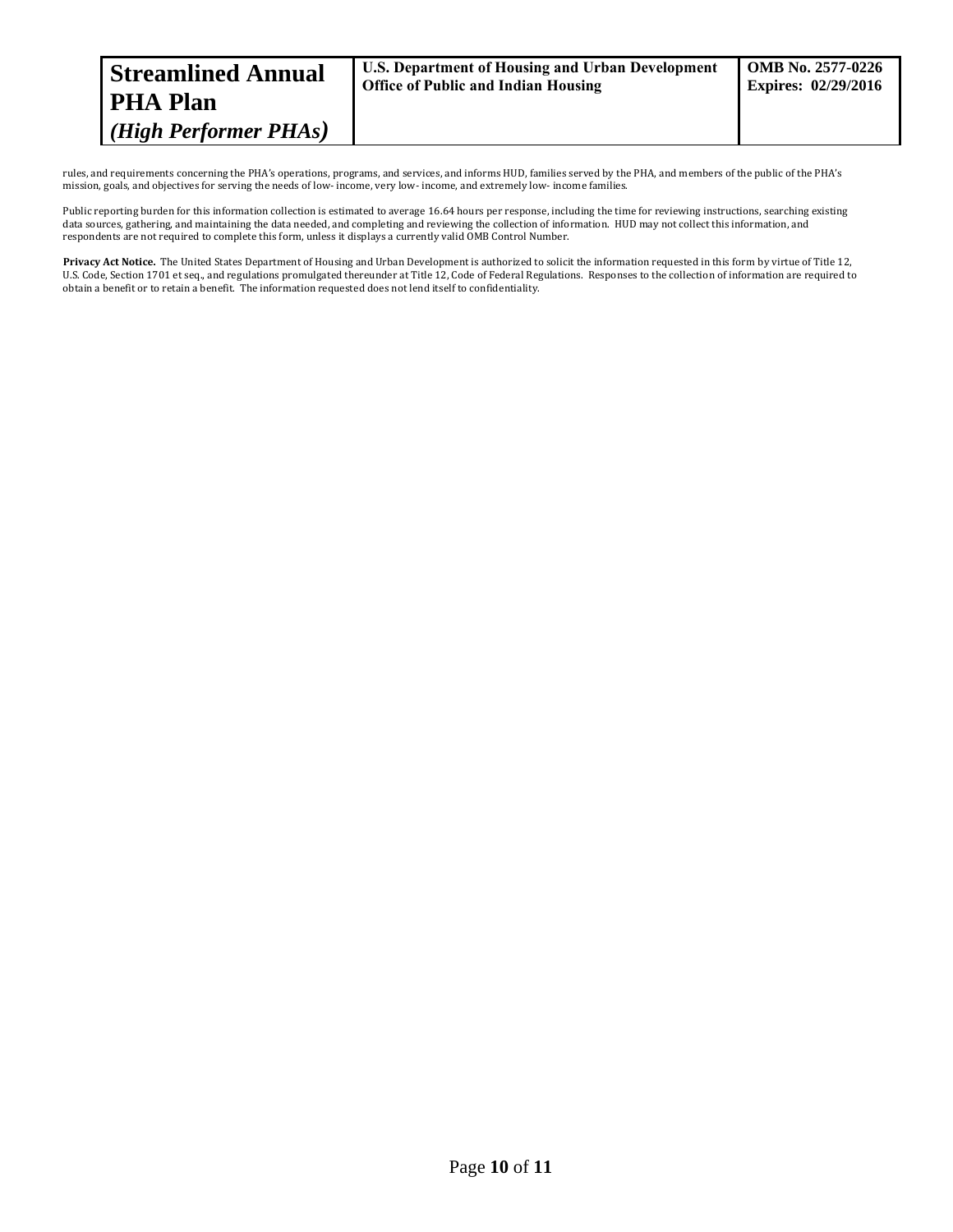rules, and requirements concerning the PHA's operations, programs, and services, and informs HUD, families served by the PHA, and members of the public of the PHA's mission, goals, and objectives for serving the needs of low- income, very low- income, and extremely low- income families.

Public reporting burden for this information collection is estimated to average 16.64 hours per response, including the time for reviewing instructions, searching existing data sources, gathering, and maintaining the data needed, and completing and reviewing the collection of information. HUD may not collect this information, and respondents are not required to complete this form, unless it displays a currently valid OMB Control Number.

**Privacy Act Notice.** The United States Department of Housing and Urban Development is authorized to solicit the information requested in this form by virtue of Title 12, U.S. Code, Section 1701 et seq., and regulations promulgated thereunder at Title 12, Code of Federal Regulations. Responses to the collection of information are required to obtain a benefit or to retain a benefit. The information requested does not lend itself to confidentiality.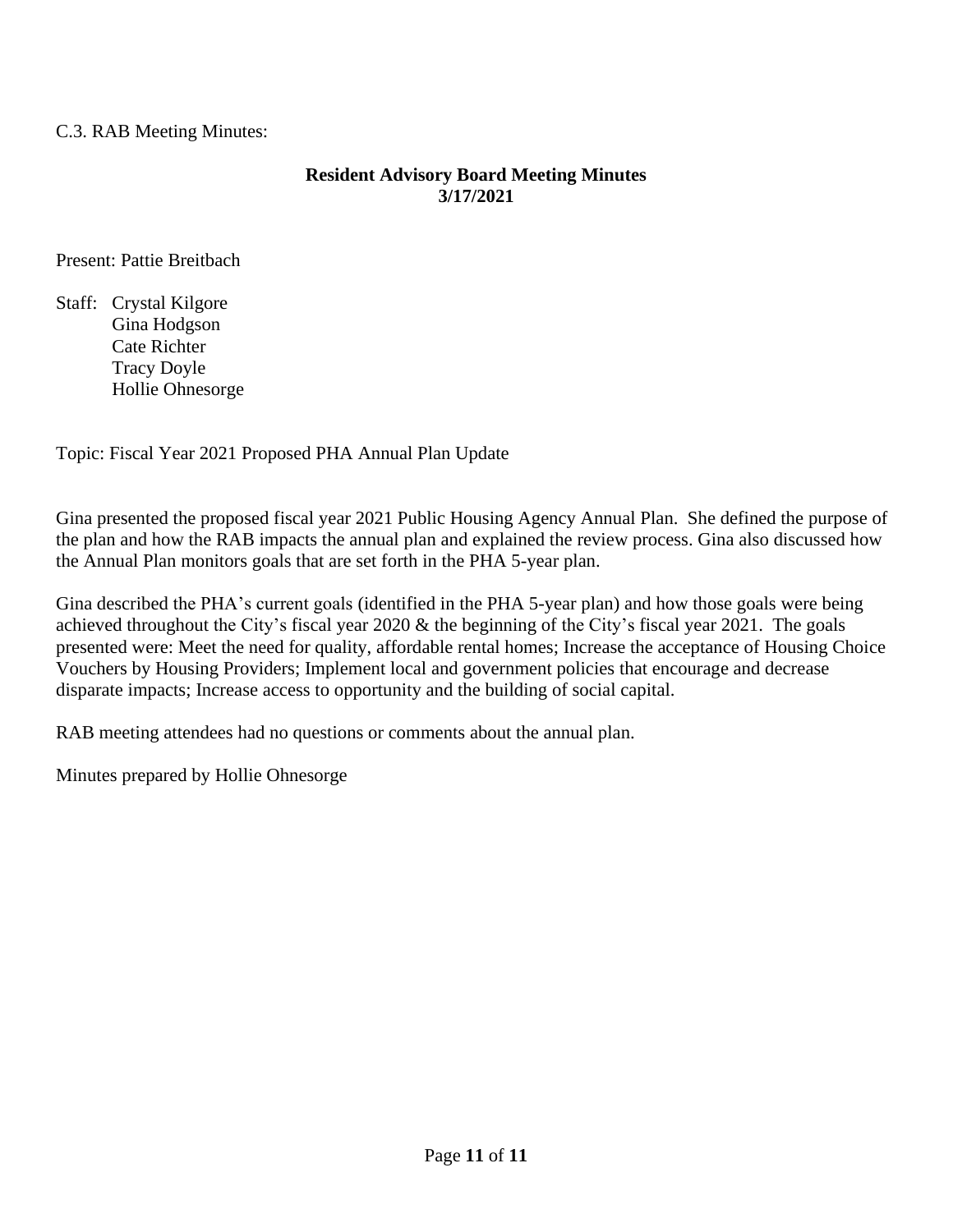C.3. RAB Meeting Minutes:

## Resident Advisory Board Meeting Minutes
## 3/17/2021

Present: Pattie Breitbach

Staff: Crystal Kilgore
Gina Hodgson
Cate Richter
Tracy Doyle
Hollie Ohnesorge

Topic: Fiscal Year 2021 Proposed PHA Annual Plan Update

Gina presented the proposed fiscal year 2021 Public Housing Agency Annual Plan. She defined the purpose of the plan and how the RAB impacts the annual plan and explained the review process. Gina also discussed how the Annual Plan monitors goals that are set forth in the PHA 5-year plan.

Gina described the PHA's current goals (identified in the PHA 5-year plan) and how those goals were being achieved throughout the City's fiscal year 2020 & the beginning of the City's fiscal year 2021. The goals presented were: Meet the need for quality, affordable rental homes; Increase the acceptance of Housing Choice Vouchers by Housing Providers; Implement local and government policies that encourage and decrease disparate impacts; Increase access to opportunity and the building of social capital.

RAB meeting attendees had no questions or comments about the annual plan.

Minutes prepared by Hollie Ohnesorge